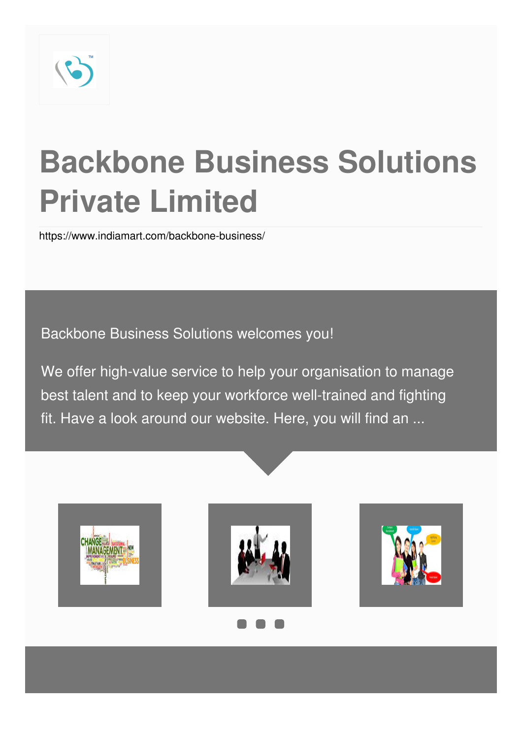# Backbone Business Solutions Private Limited

https://www.indiamart.com/backbone-business/

Backbone Business Solutions welcomes you!

We offer high-value service to help your organisation to manage best talent and to keep your workforce well-trained and fighting fit. Have a look around our website. Here, you will find an ...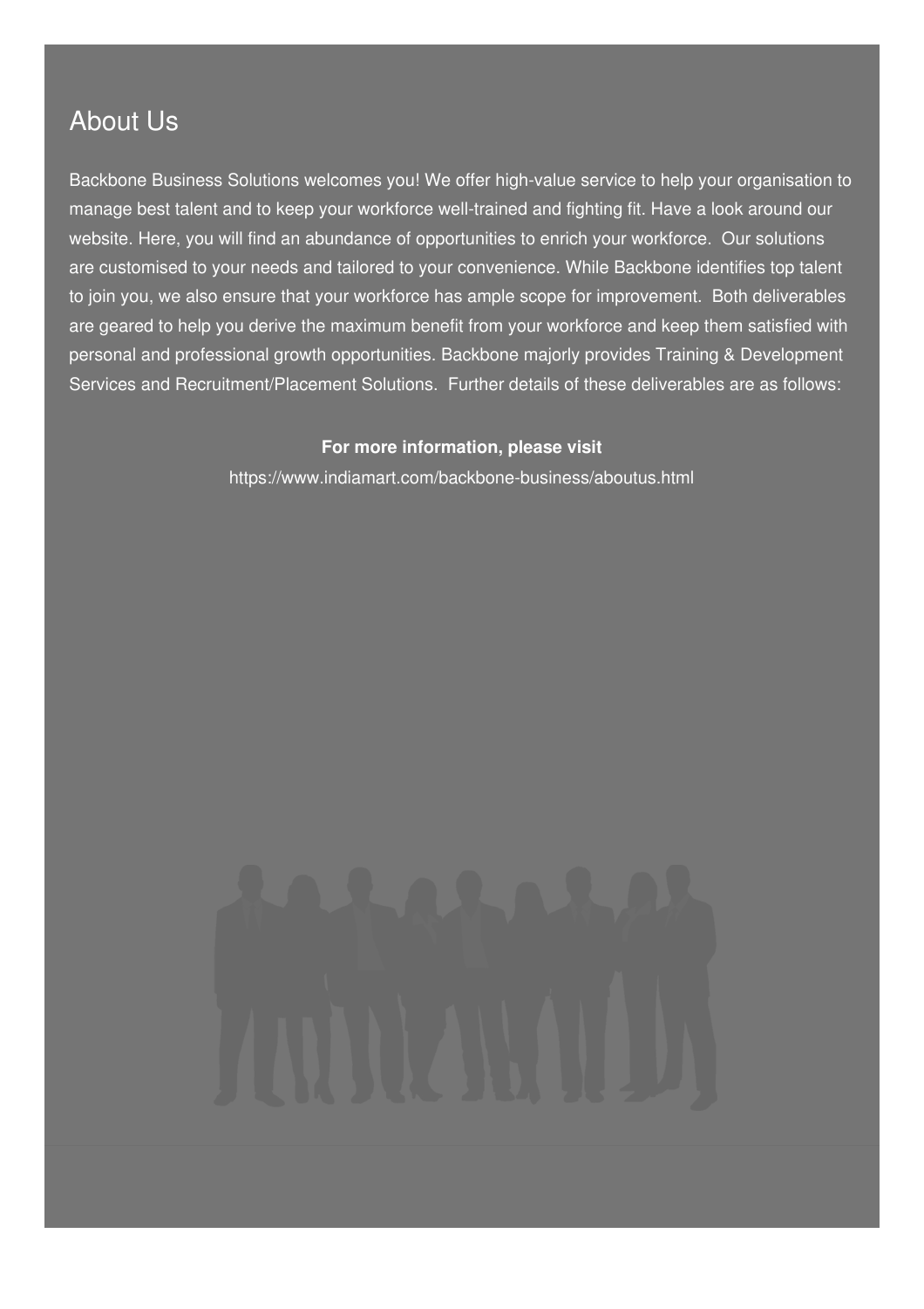## About Us

Backbone Business Solutions welcomes you! We offer high-value service to help your organisation to manage best talent and to keep your workforce well-trained and fighting fit. Have a look around our website. Here, you will find an abundance of opportunities to enrich your workforce. Our solutions are customised to your needs and tailored to your convenience. While Backbone identifies top talent to join you, we also ensure that your workforce has ample scope for improvement. Both deliverables are geared to help you derive the maximum benefit from your workforce and keep them satisfied with personal and professional growth opportunities. Backbone majorly provides Training & Development Services and Recruitment/Placement Solutions. Further details of these deliverables are as follows:

**For more information, please visit**

https://www.indiamart.com/backbone-business/aboutus.html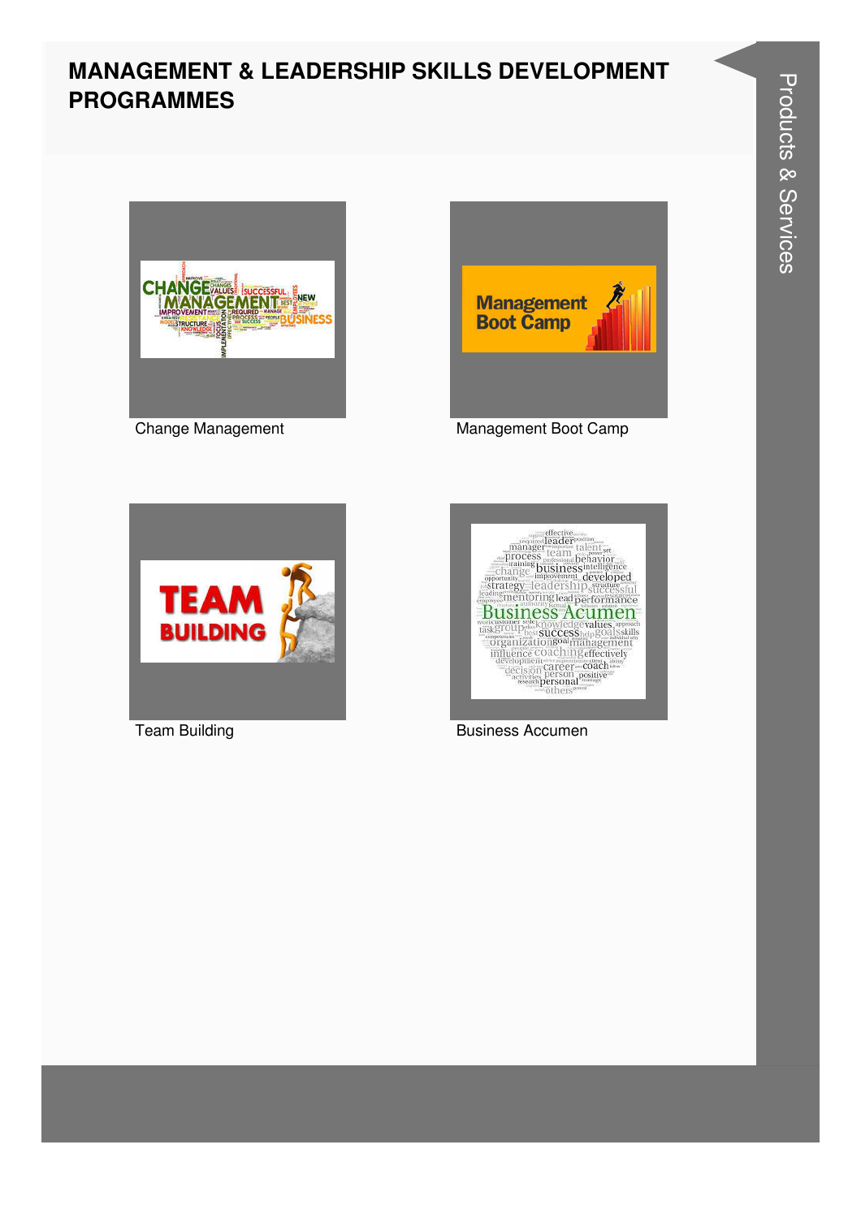# MANAGEMENT & LEADERSHIP SKILLS DEVELOPMENT PROGRAMMES

Change Management

Management Boot Camp

Team Building

Business Accumen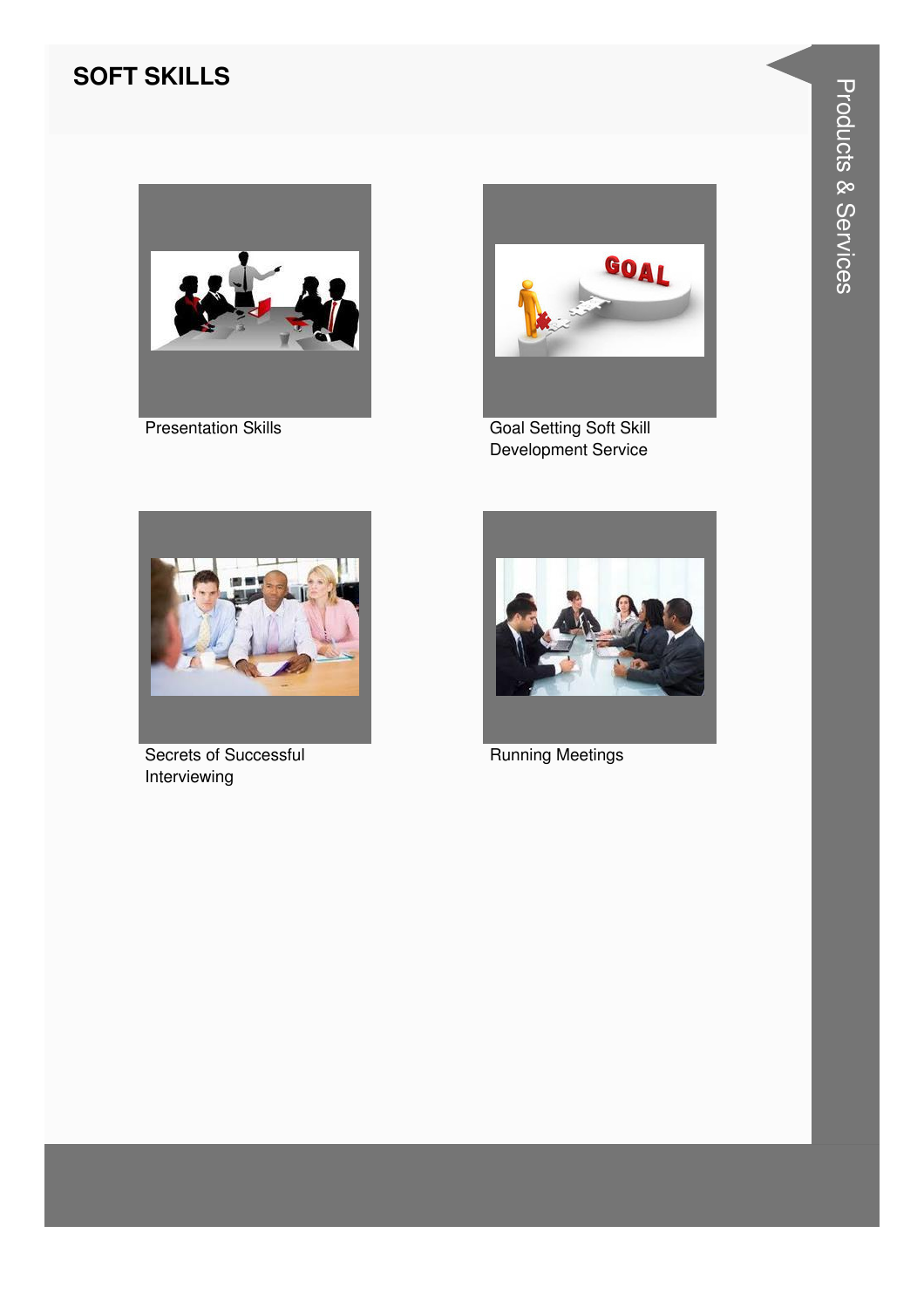## SOFT SKILLS

Presentation Skills

Goal Setting Soft Skill Development Service

Secrets of Successful Interviewing

Running Meetings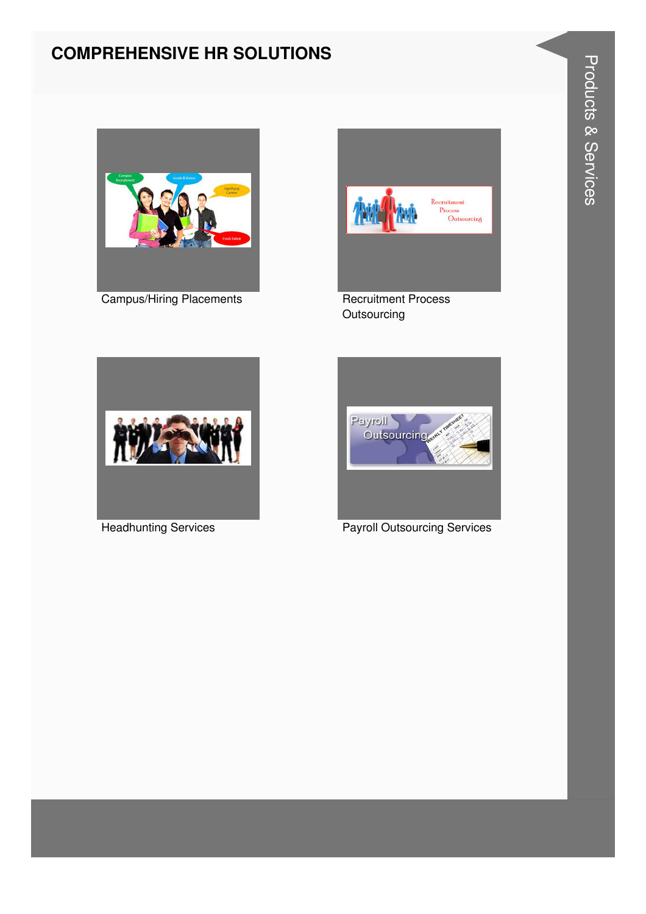## COMPREHENSIVE HR SOLUTIONS

Campus/Hiring Placements

Recruitment Process Outsourcing

Headhunting Services

Payroll Outsourcing Services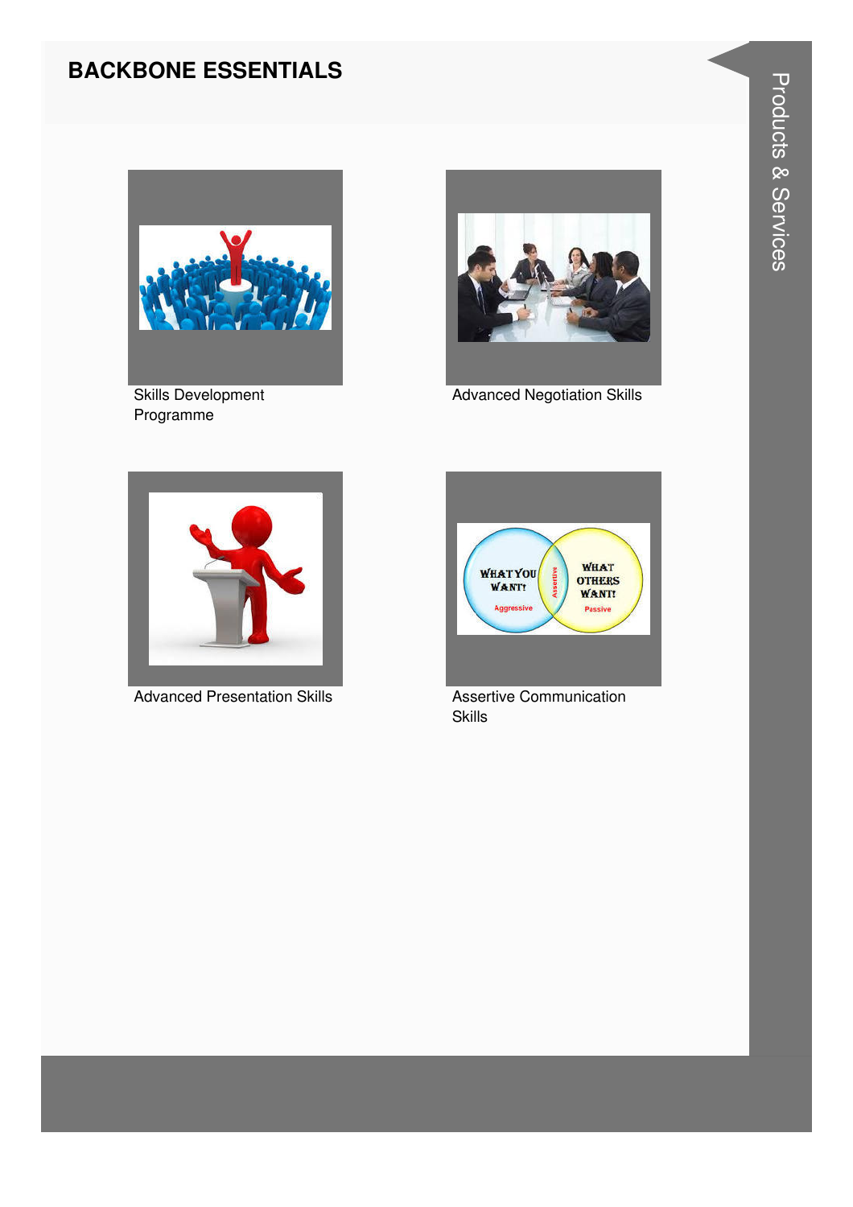# BACKBONE ESSENTIALS

Skills Development Programme

Advanced Negotiation Skills

Advanced Presentation Skills

Assertive Communication Skills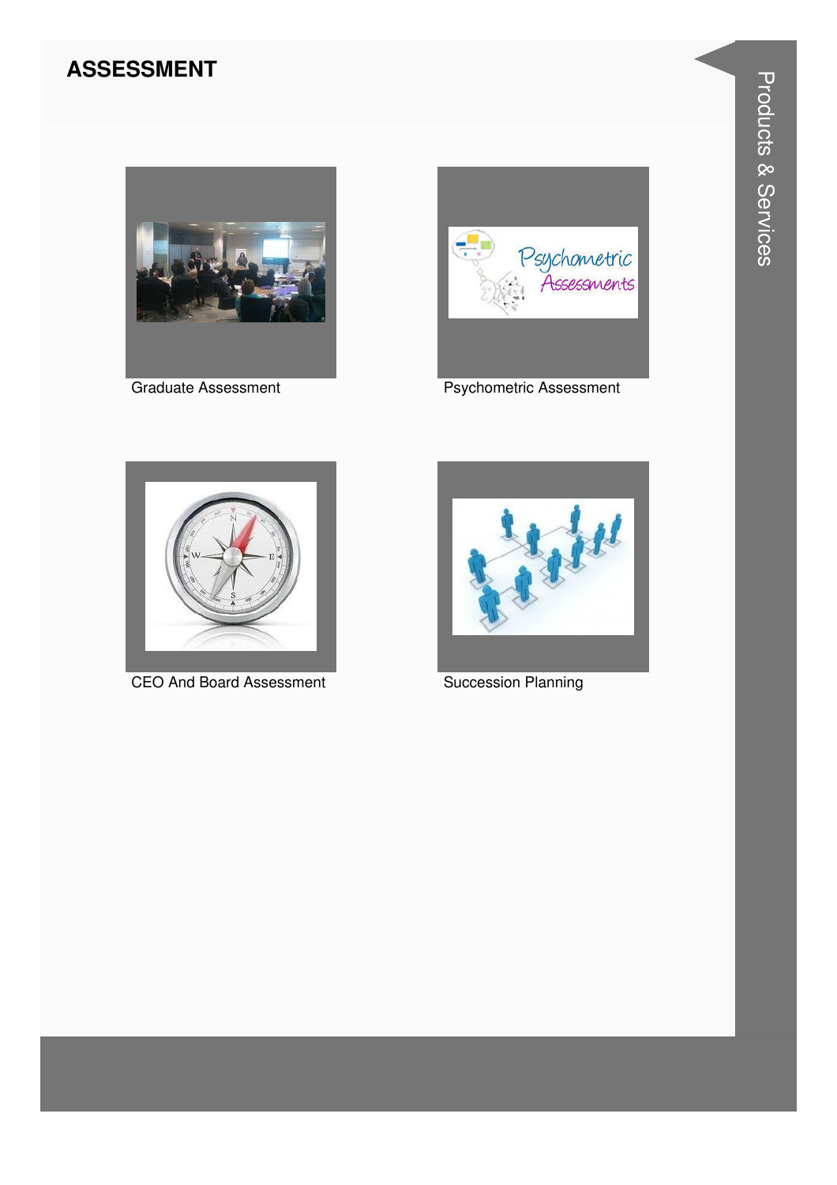# ASSESSMENT

Graduate Assessment

Psychometric Assessment

CEO And Board Assessment

Succession Planning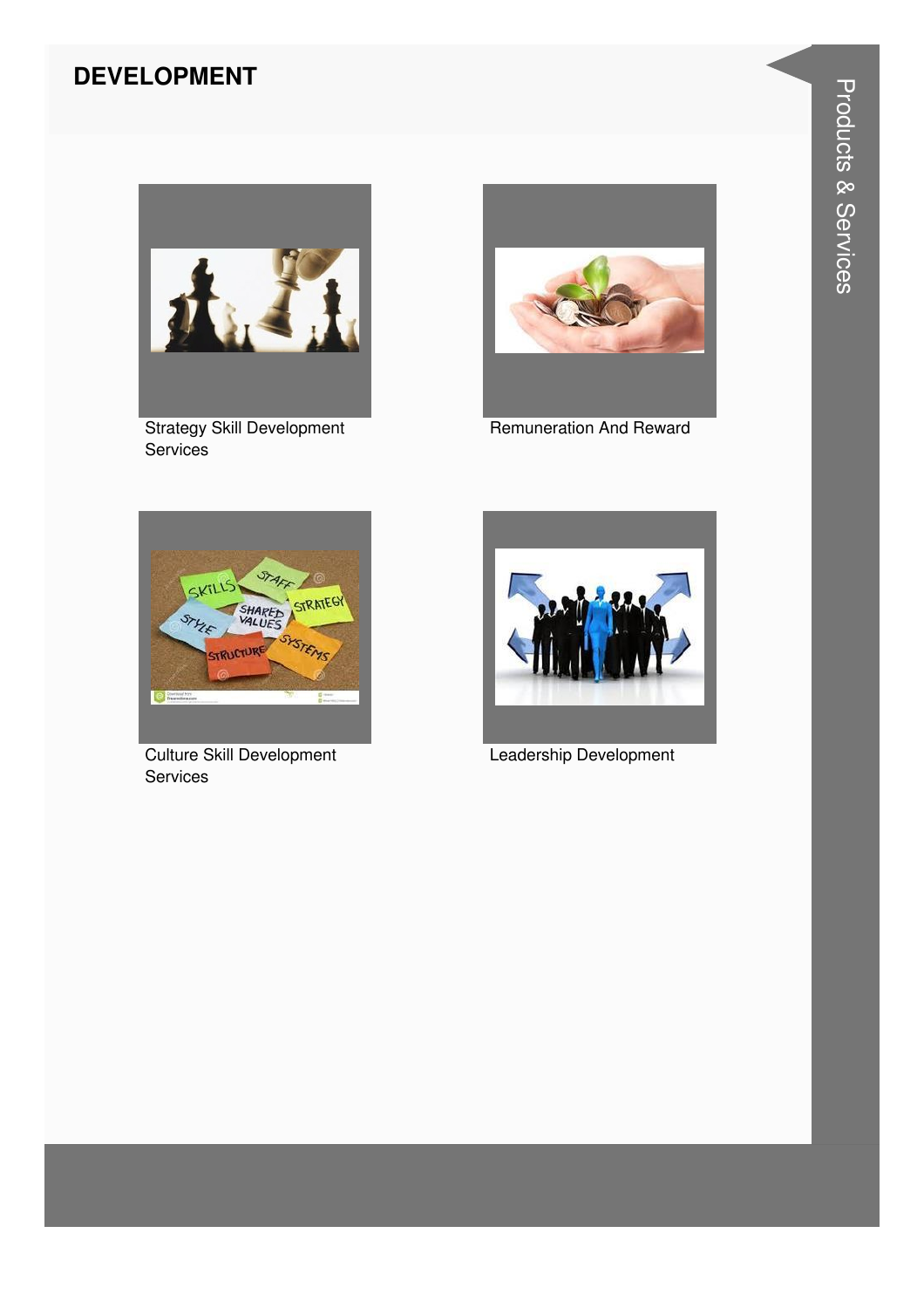# DEVELOPMENT

Strategy Skill Development Services

Remuneration And Reward

Culture Skill Development Services

Leadership Development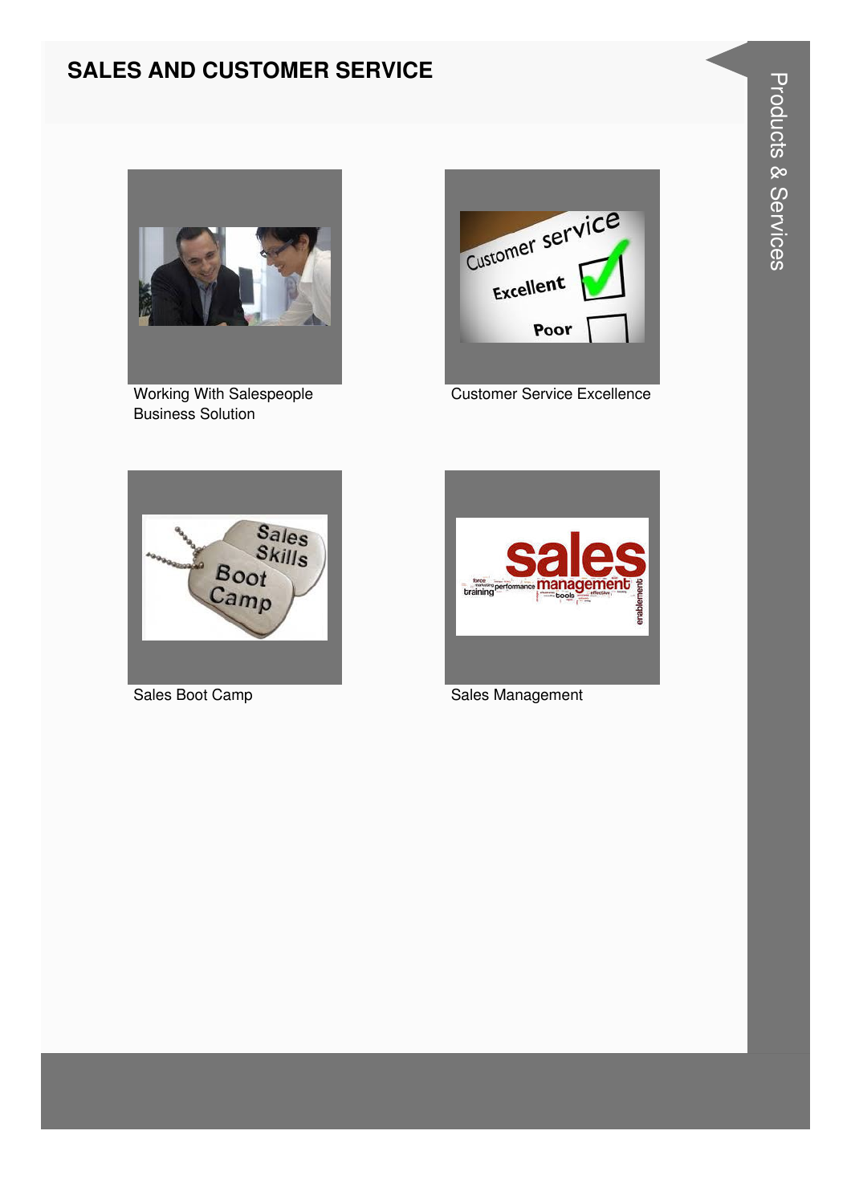## SALES AND CUSTOMER SERVICE

Working With Salespeople Business Solution

Customer Service Excellence

Sales Boot Camp

Sales Management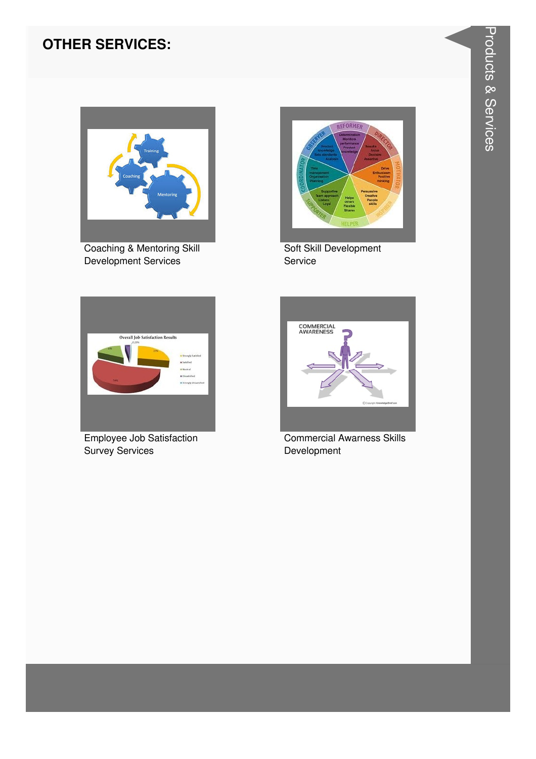## OTHER SERVICES:

Coaching & Mentoring Skill Development Services

Soft Skill Development Service

Employee Job Satisfaction Survey Services

Commercial Awarness Skills Development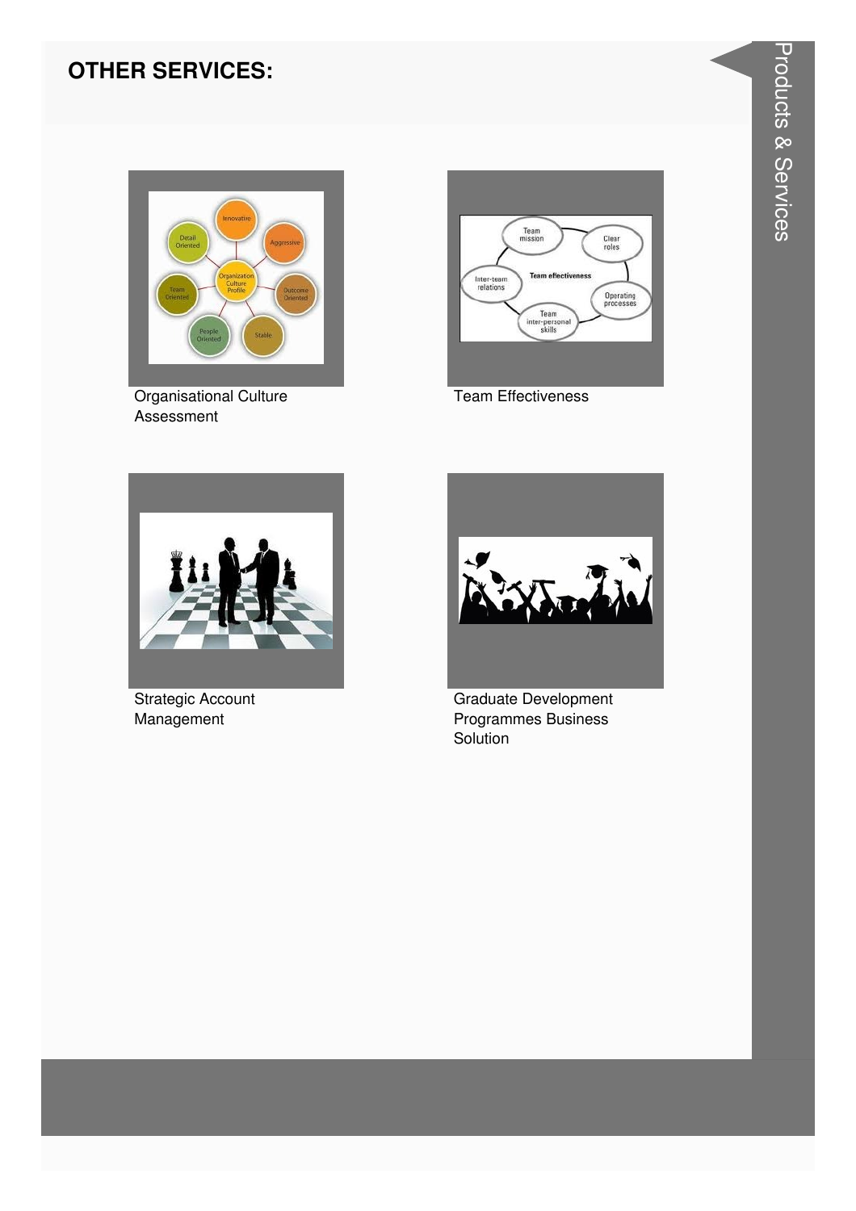## OTHER SERVICES:

Organisational Culture Assessment

Team Effectiveness

Strategic Account Management

Graduate Development Programmes Business Solution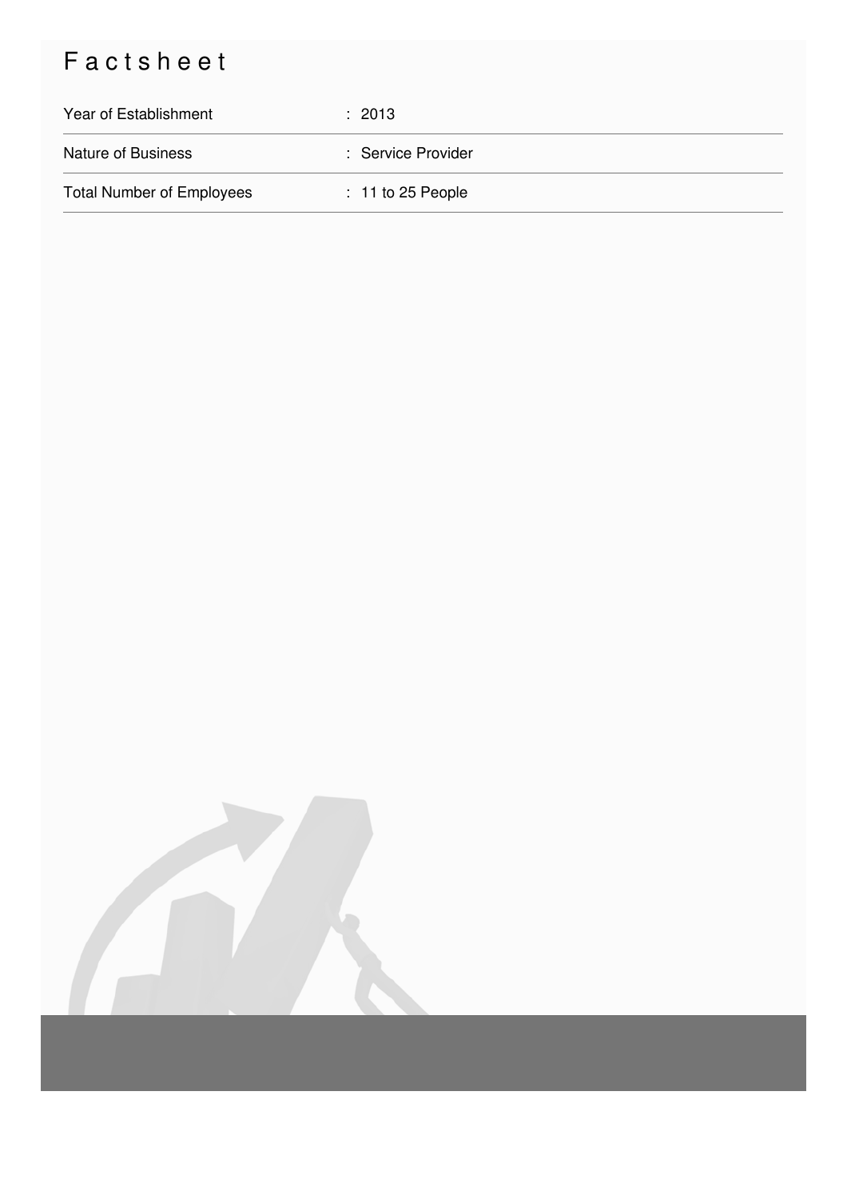# Factsheet

| Year of Establishment | : 2013 |
| --- | --- |
| Nature of Business | : Service Provider |
| Total Number of Employees | : 11 to 25 People |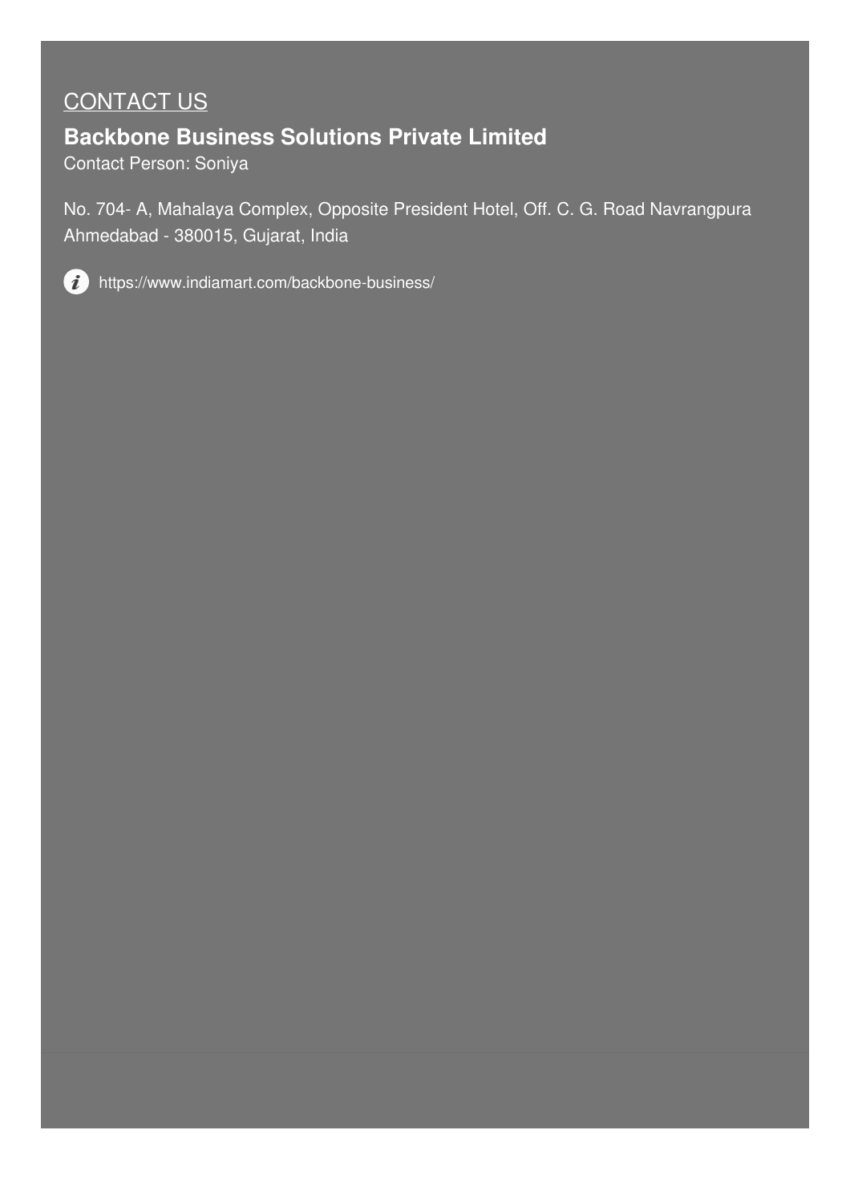## CONTACT US

### Backbone Business Solutions Private Limited

Contact Person: Soniya

No. 704- A, Mahalaya Complex, Opposite President Hotel, Off. C. G. Road Navrangpura
Ahmedabad - 380015, Gujarat, India

https://www.indiamart.com/backbone-business/